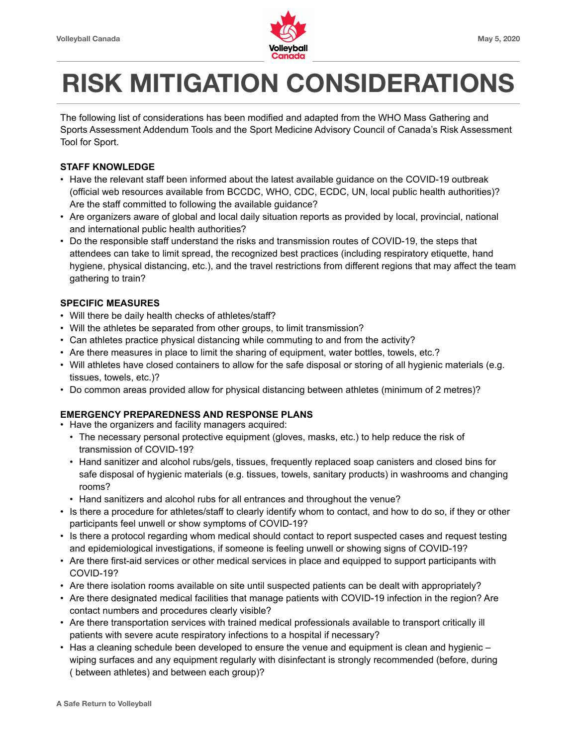# RISK MITIGATION CONSIDERATIONS

The following list of considerations has been modified and adapted from the WHO Mass Gathering and Sports Assessment Addendum Tools and the Sport Medicine Advisory Council of Canada's Risk Assessment Tool for Sport.

### STAFF KNOWLEDGE

- Have the relevant staff been informed about the latest available guidance on the COVID-19 outbreak (official web resources available from BCCDC, WHO, CDC, ECDC, UN, local public health authorities)? Are the staff committed to following the available guidance?
- Are organizers aware of global and local daily situation reports as provided by local, provincial, national and international public health authorities?
- Do the responsible staff understand the risks and transmission routes of COVID-19, the steps that attendees can take to limit spread, the recognized best practices (including respiratory etiquette, hand hygiene, physical distancing, etc.), and the travel restrictions from different regions that may affect the team gathering to train?

### SPECIFIC MEASURES

- Will there be daily health checks of athletes/staff?
- Will the athletes be separated from other groups, to limit transmission?
- Can athletes practice physical distancing while commuting to and from the activity?
- Are there measures in place to limit the sharing of equipment, water bottles, towels, etc.?
- Will athletes have closed containers to allow for the safe disposal or storing of all hygienic materials (e.g. tissues, towels, etc.)?
- Do common areas provided allow for physical distancing between athletes (minimum of 2 metres)?

### EMERGENCY PREPAREDNESS AND RESPONSE PLANS

- Have the organizers and facility managers acquired:
  - The necessary personal protective equipment (gloves, masks, etc.) to help reduce the risk of transmission of COVID-19?
  - Hand sanitizer and alcohol rubs/gels, tissues, frequently replaced soap canisters and closed bins for safe disposal of hygienic materials (e.g. tissues, towels, sanitary products) in washrooms and changing rooms?
  - Hand sanitizers and alcohol rubs for all entrances and throughout the venue?
- Is there a procedure for athletes/staff to clearly identify whom to contact, and how to do so, if they or other participants feel unwell or show symptoms of COVID-19?
- Is there a protocol regarding whom medical should contact to report suspected cases and request testing and epidemiological investigations, if someone is feeling unwell or showing signs of COVID-19?
- Are there first-aid services or other medical services in place and equipped to support participants with COVID-19?
- Are there isolation rooms available on site until suspected patients can be dealt with appropriately?
- Are there designated medical facilities that manage patients with COVID-19 infection in the region? Are contact numbers and procedures clearly visible?
- Are there transportation services with trained medical professionals available to transport critically ill patients with severe acute respiratory infections to a hospital if necessary?
- Has a cleaning schedule been developed to ensure the venue and equipment is clean and hygienic – wiping surfaces and any equipment regularly with disinfectant is strongly recommended (before, during ( between athletes) and between each group)?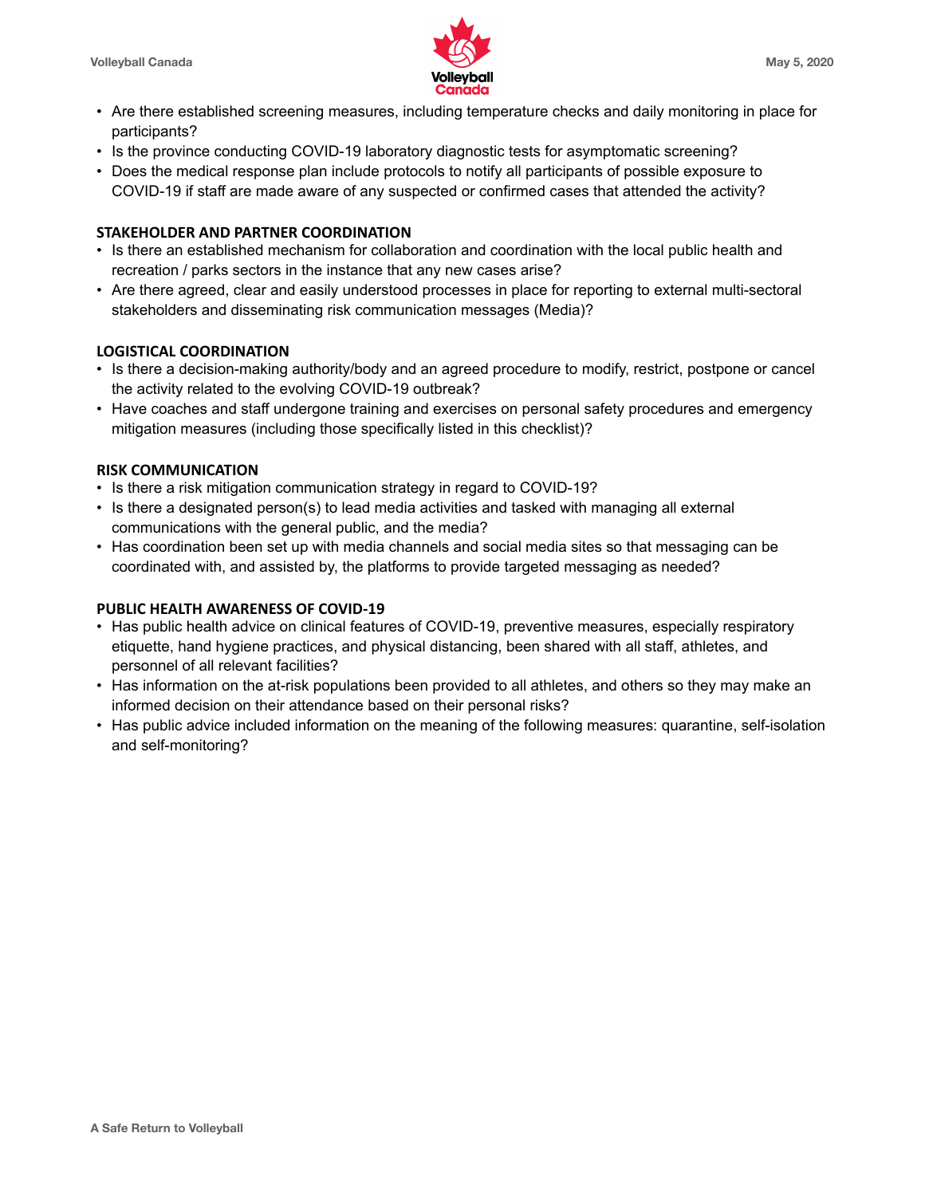- Are there established screening measures, including temperature checks and daily monitoring in place for participants?
- Is the province conducting COVID-19 laboratory diagnostic tests for asymptomatic screening?
- Does the medical response plan include protocols to notify all participants of possible exposure to COVID-19 if staff are made aware of any suspected or confirmed cases that attended the activity?

**STAKEHOLDER AND PARTNER COORDINATION**

- Is there an established mechanism for collaboration and coordination with the local public health and recreation / parks sectors in the instance that any new cases arise?
- Are there agreed, clear and easily understood processes in place for reporting to external multi-sectoral stakeholders and disseminating risk communication messages (Media)?

**LOGISTICAL COORDINATION**

- Is there a decision-making authority/body and an agreed procedure to modify, restrict, postpone or cancel the activity related to the evolving COVID-19 outbreak?
- Have coaches and staff undergone training and exercises on personal safety procedures and emergency mitigation measures (including those specifically listed in this checklist)?

**RISK COMMUNICATION**

- Is there a risk mitigation communication strategy in regard to COVID-19?
- Is there a designated person(s) to lead media activities and tasked with managing all external communications with the general public, and the media?
- Has coordination been set up with media channels and social media sites so that messaging can be coordinated with, and assisted by, the platforms to provide targeted messaging as needed?

**PUBLIC HEALTH AWARENESS OF COVID-19**

- Has public health advice on clinical features of COVID-19, preventive measures, especially respiratory etiquette, hand hygiene practices, and physical distancing, been shared with all staff, athletes, and personnel of all relevant facilities?
- Has information on the at-risk populations been provided to all athletes, and others so they may make an informed decision on their attendance based on their personal risks?
- Has public advice included information on the meaning of the following measures: quarantine, self-isolation and self-monitoring?